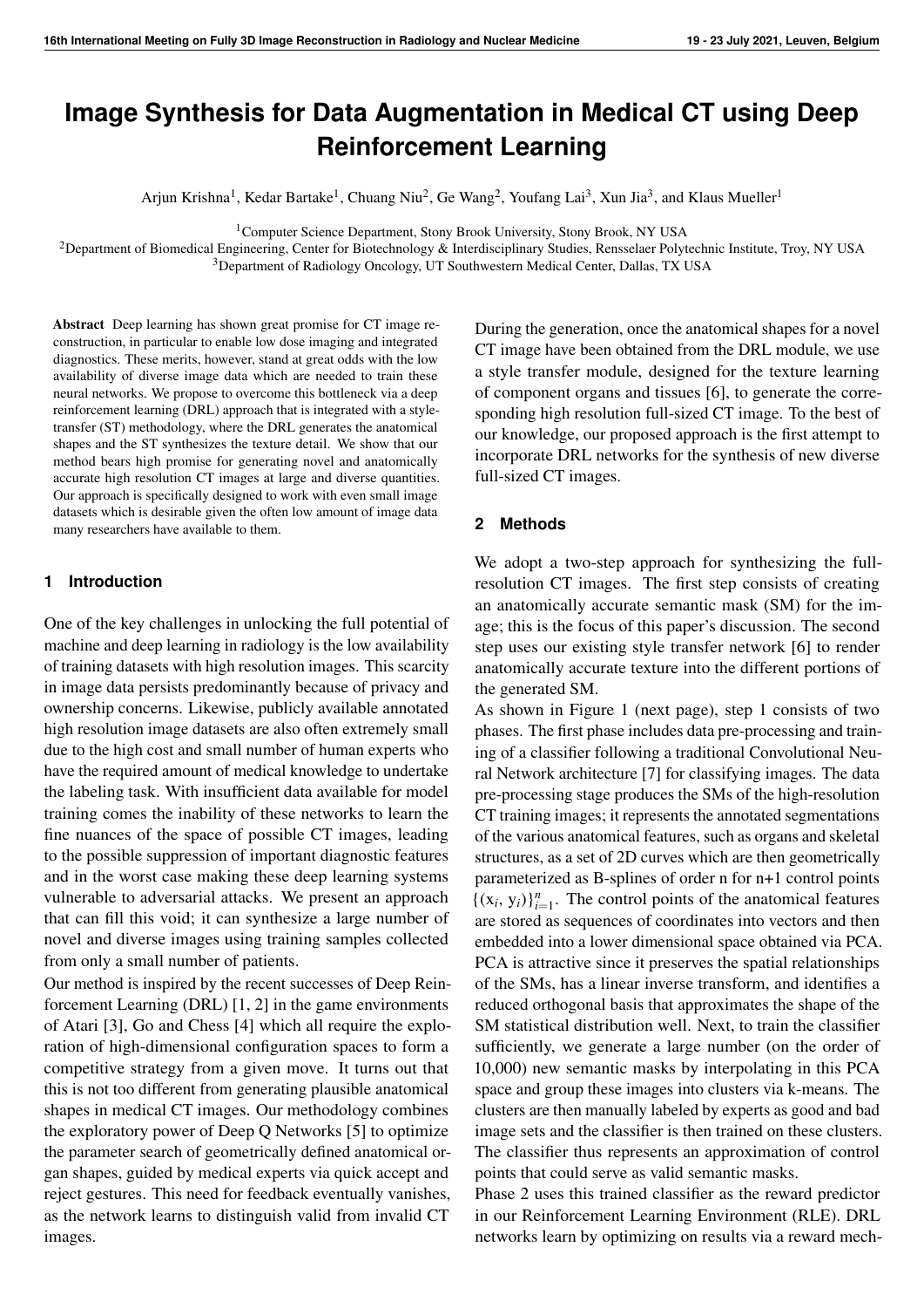# Image Synthesis for Data Augmentation in Medical CT using Deep Reinforcement Learning

Arjun Krishna[1], Kedar Bartake[1], Chuang Niu[2], Ge Wang[2], Youfang Lai[3], Xun Jia[3], and Klaus Mueller[1]

[1]Computer Science Department, Stony Brook University, Stony Brook, NY USA

[2]Department of Biomedical Engineering, Center for Biotechnology & Interdisciplinary Studies, Rensselaer Polytechnic Institute, Troy, NY USA

[3]Department of Radiology Oncology, UT Southwestern Medical Center, Dallas, TX USA

**Abstract** Deep learning has shown great promise for CT image reconstruction, in particular to enable low dose imaging and integrated diagnostics. These merits, however, stand at great odds with the low availability of diverse image data which are needed to train these neural networks. We propose to overcome this bottleneck via a deep reinforcement learning (DRL) approach that is integrated with a style-transfer (ST) methodology, where the DRL generates the anatomical shapes and the ST synthesizes the texture detail. We show that our method bears high promise for generating novel and anatomically accurate high resolution CT images at large and diverse quantities. Our approach is specifically designed to work with even small image datasets which is desirable given the often low amount of image data many researchers have available to them.

## 1 Introduction

One of the key challenges in unlocking the full potential of machine and deep learning in radiology is the low availability of training datasets with high resolution images. This scarcity in image data persists predominantly because of privacy and ownership concerns. Likewise, publicly available annotated high resolution image datasets are also often extremely small due to the high cost and small number of human experts who have the required amount of medical knowledge to undertake the labeling task. With insufficient data available for model training comes the inability of these networks to learn the fine nuances of the space of possible CT images, leading to the possible suppression of important diagnostic features and in the worst case making these deep learning systems vulnerable to adversarial attacks. We present an approach that can fill this void; it can synthesize a large number of novel and diverse images using training samples collected from only a small number of patients.

Our method is inspired by the recent successes of Deep Reinforcement Learning (DRL) [1, 2] in the game environments of Atari [3], Go and Chess [4] which all require the exploration of high-dimensional configuration spaces to form a competitive strategy from a given move. It turns out that this is not too different from generating plausible anatomical shapes in medical CT images. Our methodology combines the exploratory power of Deep Q Networks [5] to optimize the parameter search of geometrically defined anatomical organ shapes, guided by medical experts via quick accept and reject gestures. This need for feedback eventually vanishes, as the network learns to distinguish valid from invalid CT images.

During the generation, once the anatomical shapes for a novel CT image have been obtained from the DRL module, we use a style transfer module, designed for the texture learning of component organs and tissues [6], to generate the corresponding high resolution full-sized CT image. To the best of our knowledge, our proposed approach is the first attempt to incorporate DRL networks for the synthesis of new diverse full-sized CT images.

## 2 Methods

We adopt a two-step approach for synthesizing the full-resolution CT images. The first step consists of creating an anatomically accurate semantic mask (SM) for the image; this is the focus of this paper's discussion. The second step uses our existing style transfer network [6] to render anatomically accurate texture into the different portions of the generated SM.

As shown in Figure 1 (next page), step 1 consists of two phases. The first phase includes data pre-processing and training of a classifier following a traditional Convolutional Neural Network architecture [7] for classifying images. The data pre-processing stage produces the SMs of the high-resolution CT training images; it represents the annotated segmentations of the various anatomical features, such as organs and skeletal structures, as a set of 2D curves which are then geometrically parameterized as B-splines of order n for n+1 control points $\{(x_i, y_i)\}_{i=1}^{n}$. The control points of the anatomical features are stored as sequences of coordinates into vectors and then embedded into a lower dimensional space obtained via PCA. PCA is attractive since it preserves the spatial relationships of the SMs, has a linear inverse transform, and identifies a reduced orthogonal basis that approximates the shape of the SM statistical distribution well. Next, to train the classifier sufficiently, we generate a large number (on the order of 10,000) new semantic masks by interpolating in this PCA space and group these images into clusters via k-means. The clusters are then manually labeled by experts as good and bad image sets and the classifier is then trained on these clusters. The classifier thus represents an approximation of control points that could serve as valid semantic masks.

Phase 2 uses this trained classifier as the reward predictor in our Reinforcement Learning Environment (RLE). DRL networks learn by optimizing on results via a reward mech-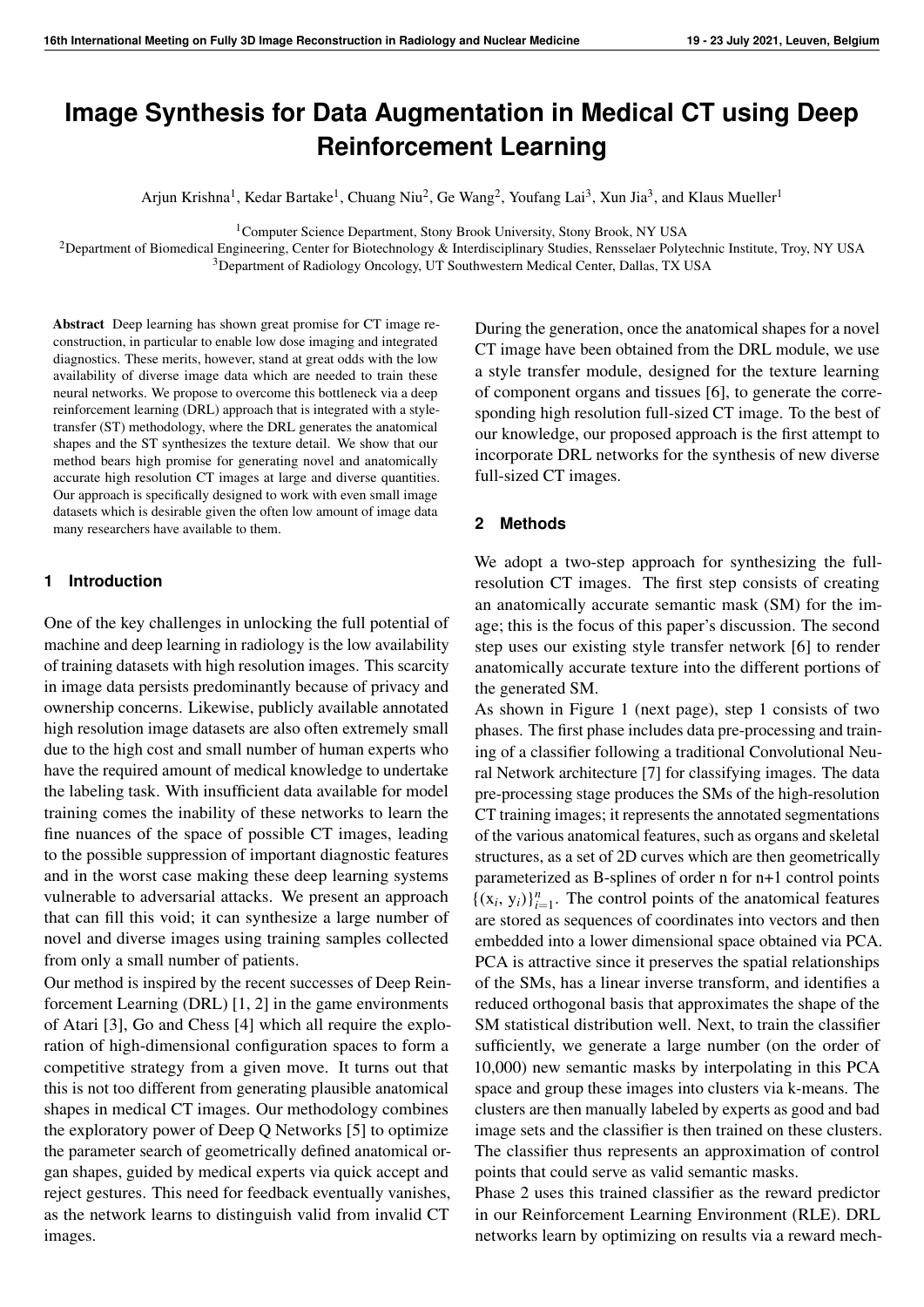# Image Synthesis for Data Augmentation in Medical CT using Deep Reinforcement Learning

Arjun Krishna[1], Kedar Bartake[1], Chuang Niu[2], Ge Wang[2], Youfang Lai[3], Xun Jia[3], and Klaus Mueller[1]

[1]Computer Science Department, Stony Brook University, Stony Brook, NY USA

[2]Department of Biomedical Engineering, Center for Biotechnology & Interdisciplinary Studies, Rensselaer Polytechnic Institute, Troy, NY USA

[3]Department of Radiology Oncology, UT Southwestern Medical Center, Dallas, TX USA

**Abstract** Deep learning has shown great promise for CT image reconstruction, in particular to enable low dose imaging and integrated diagnostics. These merits, however, stand at great odds with the low availability of diverse image data which are needed to train these neural networks. We propose to overcome this bottleneck via a deep reinforcement learning (DRL) approach that is integrated with a style-transfer (ST) methodology, where the DRL generates the anatomical shapes and the ST synthesizes the texture detail. We show that our method bears high promise for generating novel and anatomically accurate high resolution CT images at large and diverse quantities. Our approach is specifically designed to work with even small image datasets which is desirable given the often low amount of image data many researchers have available to them.

## 1 Introduction

One of the key challenges in unlocking the full potential of machine and deep learning in radiology is the low availability of training datasets with high resolution images. This scarcity in image data persists predominantly because of privacy and ownership concerns. Likewise, publicly available annotated high resolution image datasets are also often extremely small due to the high cost and small number of human experts who have the required amount of medical knowledge to undertake the labeling task. With insufficient data available for model training comes the inability of these networks to learn the fine nuances of the space of possible CT images, leading to the possible suppression of important diagnostic features and in the worst case making these deep learning systems vulnerable to adversarial attacks. We present an approach that can fill this void; it can synthesize a large number of novel and diverse images using training samples collected from only a small number of patients.

Our method is inspired by the recent successes of Deep Reinforcement Learning (DRL) [1, 2] in the game environments of Atari [3], Go and Chess [4] which all require the exploration of high-dimensional configuration spaces to form a competitive strategy from a given move. It turns out that this is not too different from generating plausible anatomical shapes in medical CT images. Our methodology combines the exploratory power of Deep Q Networks [5] to optimize the parameter search of geometrically defined anatomical organ shapes, guided by medical experts via quick accept and reject gestures. This need for feedback eventually vanishes, as the network learns to distinguish valid from invalid CT images.

During the generation, once the anatomical shapes for a novel CT image have been obtained from the DRL module, we use a style transfer module, designed for the texture learning of component organs and tissues [6], to generate the corresponding high resolution full-sized CT image. To the best of our knowledge, our proposed approach is the first attempt to incorporate DRL networks for the synthesis of new diverse full-sized CT images.

## 2 Methods

We adopt a two-step approach for synthesizing the full-resolution CT images. The first step consists of creating an anatomically accurate semantic mask (SM) for the image; this is the focus of this paper's discussion. The second step uses our existing style transfer network [6] to render anatomically accurate texture into the different portions of the generated SM.

As shown in Figure 1 (next page), step 1 consists of two phases. The first phase includes data pre-processing and training of a classifier following a traditional Convolutional Neural Network architecture [7] for classifying images. The data pre-processing stage produces the SMs of the high-resolution CT training images; it represents the annotated segmentations of the various anatomical features, such as organs and skeletal structures, as a set of 2D curves which are then geometrically parameterized as B-splines of order n for n+1 control points $\{(x_i, y_i)\}_{i=1}^{n}$. The control points of the anatomical features are stored as sequences of coordinates into vectors and then embedded into a lower dimensional space obtained via PCA. PCA is attractive since it preserves the spatial relationships of the SMs, has a linear inverse transform, and identifies a reduced orthogonal basis that approximates the shape of the SM statistical distribution well. Next, to train the classifier sufficiently, we generate a large number (on the order of 10,000) new semantic masks by interpolating in this PCA space and group these images into clusters via k-means. The clusters are then manually labeled by experts as good and bad image sets and the classifier is then trained on these clusters. The classifier thus represents an approximation of control points that could serve as valid semantic masks.

Phase 2 uses this trained classifier as the reward predictor in our Reinforcement Learning Environment (RLE). DRL networks learn by optimizing on results via a reward mech-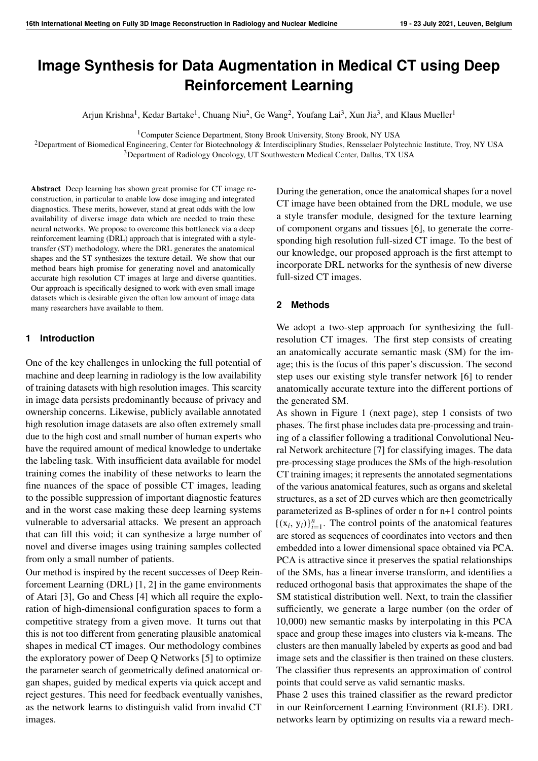# Image Synthesis for Data Augmentation in Medical CT using Deep Reinforcement Learning

Arjun Krishna[1], Kedar Bartake[1], Chuang Niu[2], Ge Wang[2], Youfang Lai[3], Xun Jia[3], and Klaus Mueller[1]

[1]Computer Science Department, Stony Brook University, Stony Brook, NY USA

[2]Department of Biomedical Engineering, Center for Biotechnology & Interdisciplinary Studies, Rensselaer Polytechnic Institute, Troy, NY USA

[3]Department of Radiology Oncology, UT Southwestern Medical Center, Dallas, TX USA

**Abstract** Deep learning has shown great promise for CT image reconstruction, in particular to enable low dose imaging and integrated diagnostics. These merits, however, stand at great odds with the low availability of diverse image data which are needed to train these neural networks. We propose to overcome this bottleneck via a deep reinforcement learning (DRL) approach that is integrated with a style-transfer (ST) methodology, where the DRL generates the anatomical shapes and the ST synthesizes the texture detail. We show that our method bears high promise for generating novel and anatomically accurate high resolution CT images at large and diverse quantities. Our approach is specifically designed to work with even small image datasets which is desirable given the often low amount of image data many researchers have available to them.

## 1 Introduction

One of the key challenges in unlocking the full potential of machine and deep learning in radiology is the low availability of training datasets with high resolution images. This scarcity in image data persists predominantly because of privacy and ownership concerns. Likewise, publicly available annotated high resolution image datasets are also often extremely small due to the high cost and small number of human experts who have the required amount of medical knowledge to undertake the labeling task. With insufficient data available for model training comes the inability of these networks to learn the fine nuances of the space of possible CT images, leading to the possible suppression of important diagnostic features and in the worst case making these deep learning systems vulnerable to adversarial attacks. We present an approach that can fill this void; it can synthesize a large number of novel and diverse images using training samples collected from only a small number of patients.

Our method is inspired by the recent successes of Deep Reinforcement Learning (DRL) [1, 2] in the game environments of Atari [3], Go and Chess [4] which all require the exploration of high-dimensional configuration spaces to form a competitive strategy from a given move. It turns out that this is not too different from generating plausible anatomical shapes in medical CT images. Our methodology combines the exploratory power of Deep Q Networks [5] to optimize the parameter search of geometrically defined anatomical organ shapes, guided by medical experts via quick accept and reject gestures. This need for feedback eventually vanishes, as the network learns to distinguish valid from invalid CT images.

During the generation, once the anatomical shapes for a novel CT image have been obtained from the DRL module, we use a style transfer module, designed for the texture learning of component organs and tissues [6], to generate the corresponding high resolution full-sized CT image. To the best of our knowledge, our proposed approach is the first attempt to incorporate DRL networks for the synthesis of new diverse full-sized CT images.

## 2 Methods

We adopt a two-step approach for synthesizing the full-resolution CT images. The first step consists of creating an anatomically accurate semantic mask (SM) for the image; this is the focus of this paper's discussion. The second step uses our existing style transfer network [6] to render anatomically accurate texture into the different portions of the generated SM.

As shown in Figure 1 (next page), step 1 consists of two phases. The first phase includes data pre-processing and training of a classifier following a traditional Convolutional Neural Network architecture [7] for classifying images. The data pre-processing stage produces the SMs of the high-resolution CT training images; it represents the annotated segmentations of the various anatomical features, such as organs and skeletal structures, as a set of 2D curves which are then geometrically parameterized as B-splines of order n for n+1 control points $\{(x_i, y_i)\}_{i=1}^{n}$. The control points of the anatomical features are stored as sequences of coordinates into vectors and then embedded into a lower dimensional space obtained via PCA. PCA is attractive since it preserves the spatial relationships of the SMs, has a linear inverse transform, and identifies a reduced orthogonal basis that approximates the shape of the SM statistical distribution well. Next, to train the classifier sufficiently, we generate a large number (on the order of 10,000) new semantic masks by interpolating in this PCA space and group these images into clusters via k-means. The clusters are then manually labeled by experts as good and bad image sets and the classifier is then trained on these clusters. The classifier thus represents an approximation of control points that could serve as valid semantic masks.

Phase 2 uses this trained classifier as the reward predictor in our Reinforcement Learning Environment (RLE). DRL networks learn by optimizing on results via a reward mech-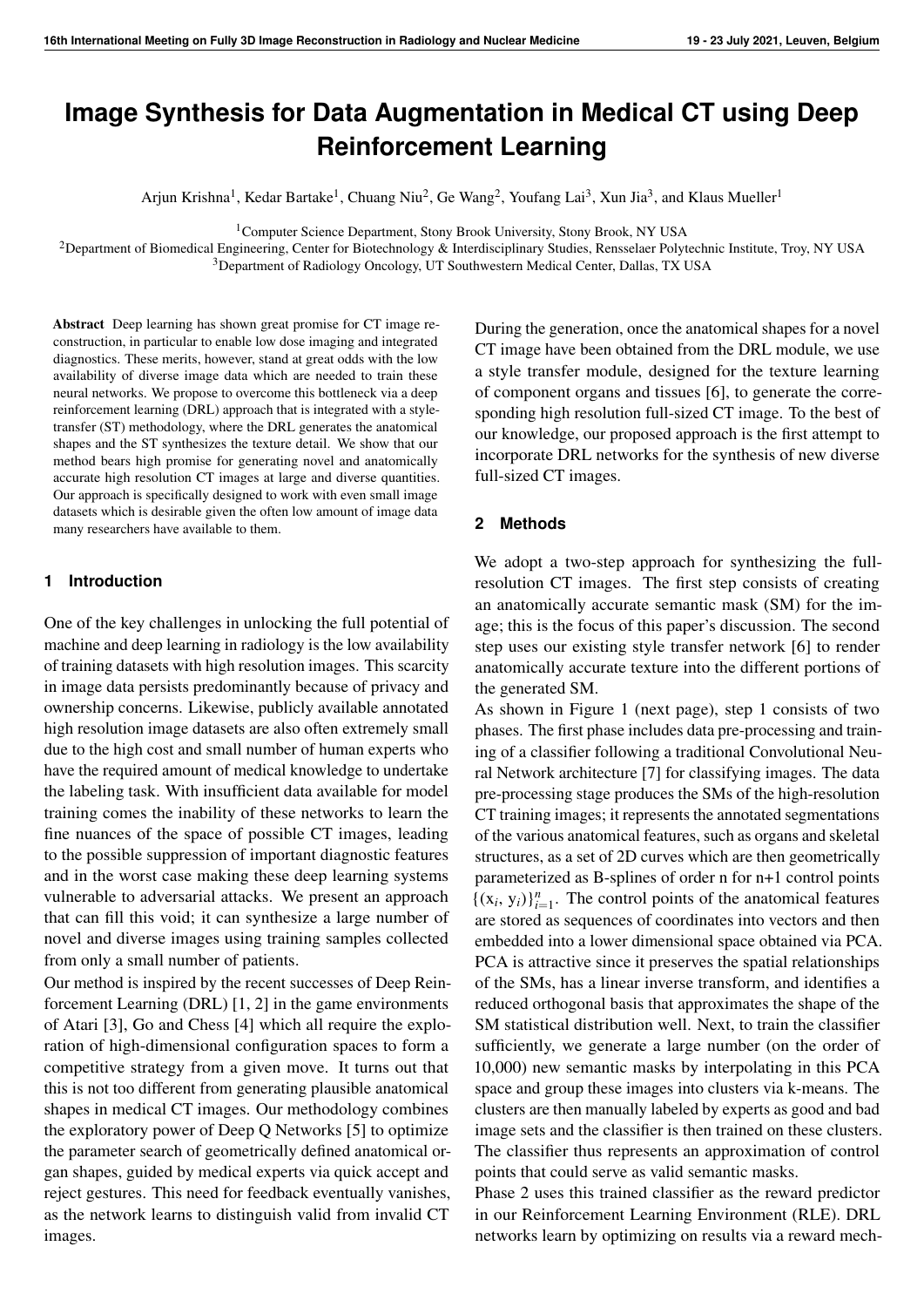# Image Synthesis for Data Augmentation in Medical CT using Deep Reinforcement Learning

Arjun Krishna[1], Kedar Bartake[1], Chuang Niu[2], Ge Wang[2], Youfang Lai[3], Xun Jia[3], and Klaus Mueller[1]

[1]Computer Science Department, Stony Brook University, Stony Brook, NY USA

[2]Department of Biomedical Engineering, Center for Biotechnology & Interdisciplinary Studies, Rensselaer Polytechnic Institute, Troy, NY USA

[3]Department of Radiology Oncology, UT Southwestern Medical Center, Dallas, TX USA

**Abstract** Deep learning has shown great promise for CT image reconstruction, in particular to enable low dose imaging and integrated diagnostics. These merits, however, stand at great odds with the low availability of diverse image data which are needed to train these neural networks. We propose to overcome this bottleneck via a deep reinforcement learning (DRL) approach that is integrated with a style-transfer (ST) methodology, where the DRL generates the anatomical shapes and the ST synthesizes the texture detail. We show that our method bears high promise for generating novel and anatomically accurate high resolution CT images at large and diverse quantities. Our approach is specifically designed to work with even small image datasets which is desirable given the often low amount of image data many researchers have available to them.

## 1 Introduction

One of the key challenges in unlocking the full potential of machine and deep learning in radiology is the low availability of training datasets with high resolution images. This scarcity in image data persists predominantly because of privacy and ownership concerns. Likewise, publicly available annotated high resolution image datasets are also often extremely small due to the high cost and small number of human experts who have the required amount of medical knowledge to undertake the labeling task. With insufficient data available for model training comes the inability of these networks to learn the fine nuances of the space of possible CT images, leading to the possible suppression of important diagnostic features and in the worst case making these deep learning systems vulnerable to adversarial attacks. We present an approach that can fill this void; it can synthesize a large number of novel and diverse images using training samples collected from only a small number of patients.

Our method is inspired by the recent successes of Deep Reinforcement Learning (DRL) [1, 2] in the game environments of Atari [3], Go and Chess [4] which all require the exploration of high-dimensional configuration spaces to form a competitive strategy from a given move. It turns out that this is not too different from generating plausible anatomical shapes in medical CT images. Our methodology combines the exploratory power of Deep Q Networks [5] to optimize the parameter search of geometrically defined anatomical organ shapes, guided by medical experts via quick accept and reject gestures. This need for feedback eventually vanishes, as the network learns to distinguish valid from invalid CT images.

During the generation, once the anatomical shapes for a novel CT image have been obtained from the DRL module, we use a style transfer module, designed for the texture learning of component organs and tissues [6], to generate the corresponding high resolution full-sized CT image. To the best of our knowledge, our proposed approach is the first attempt to incorporate DRL networks for the synthesis of new diverse full-sized CT images.

## 2 Methods

We adopt a two-step approach for synthesizing the full-resolution CT images. The first step consists of creating an anatomically accurate semantic mask (SM) for the image; this is the focus of this paper's discussion. The second step uses our existing style transfer network [6] to render anatomically accurate texture into the different portions of the generated SM.

As shown in Figure 1 (next page), step 1 consists of two phases. The first phase includes data pre-processing and training of a classifier following a traditional Convolutional Neural Network architecture [7] for classifying images. The data pre-processing stage produces the SMs of the high-resolution CT training images; it represents the annotated segmentations of the various anatomical features, such as organs and skeletal structures, as a set of 2D curves which are then geometrically parameterized as B-splines of order n for n+1 control points $\{(x_i, y_i)\}_{i=1}^{n}$. The control points of the anatomical features are stored as sequences of coordinates into vectors and then embedded into a lower dimensional space obtained via PCA. PCA is attractive since it preserves the spatial relationships of the SMs, has a linear inverse transform, and identifies a reduced orthogonal basis that approximates the shape of the SM statistical distribution well. Next, to train the classifier sufficiently, we generate a large number (on the order of 10,000) new semantic masks by interpolating in this PCA space and group these images into clusters via k-means. The clusters are then manually labeled by experts as good and bad image sets and the classifier is then trained on these clusters. The classifier thus represents an approximation of control points that could serve as valid semantic masks.

Phase 2 uses this trained classifier as the reward predictor in our Reinforcement Learning Environment (RLE). DRL networks learn by optimizing on results via a reward mech-